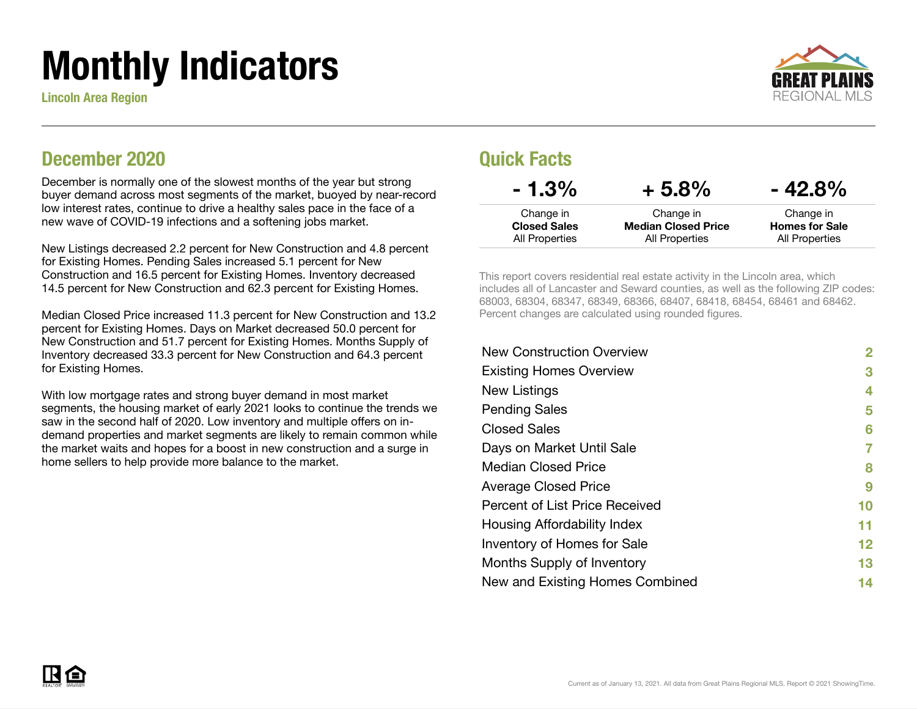# Monthly Indicators

**Lincoln Area Region**

GREAT PLAINS REGIONAL MLS

## December 2020

December is normally one of the slowest months of the year but strong buyer demand across most segments of the market, buoyed by near-record low interest rates, continue to drive a healthy sales pace in the face of a new wave of COVID-19 infections and a softening jobs market.

New Listings decreased 2.2 percent for New Construction and 4.8 percent for Existing Homes. Pending Sales increased 5.1 percent for New Construction and 16.5 percent for Existing Homes. Inventory decreased 14.5 percent for New Construction and 62.3 percent for Existing Homes.

Median Closed Price increased 11.3 percent for New Construction and 13.2 percent for Existing Homes. Days on Market decreased 50.0 percent for New Construction and 51.7 percent for Existing Homes. Months Supply of Inventory decreased 33.3 percent for New Construction and 64.3 percent for Existing Homes.

With low mortgage rates and strong buyer demand in most market segments, the housing market of early 2021 looks to continue the trends we saw in the second half of 2020. Low inventory and multiple offers on in-demand properties and market segments are likely to remain common while the market waits and hopes for a boost in new construction and a surge in home sellers to help provide more balance to the market.

## Quick Facts

| - 1.3% | + 5.8% | - 42.8% |
|---|---|---|
| Change in **Closed Sales** All Properties | Change in **Median Closed Price** All Properties | Change in **Homes for Sale** All Properties |

This report covers residential real estate activity in the Lincoln area, which includes all of Lancaster and Seward counties, as well as the following ZIP codes: 68003, 68304, 68347, 68349, 68366, 68407, 68418, 68454, 68461 and 68462. Percent changes are calculated using rounded figures.

| | |
|---|---|
| New Construction Overview | 2 |
| Existing Homes Overview | 3 |
| New Listings | 4 |
| Pending Sales | 5 |
| Closed Sales | 6 |
| Days on Market Until Sale | 7 |
| Median Closed Price | 8 |
| Average Closed Price | 9 |
| Percent of List Price Received | 10 |
| Housing Affordability Index | 11 |
| Inventory of Homes for Sale | 12 |
| Months Supply of Inventory | 13 |
| New and Existing Homes Combined | 14 |

Current as of January 13, 2021. All data from Great Plains Regional MLS. Report © 2021 ShowingTime.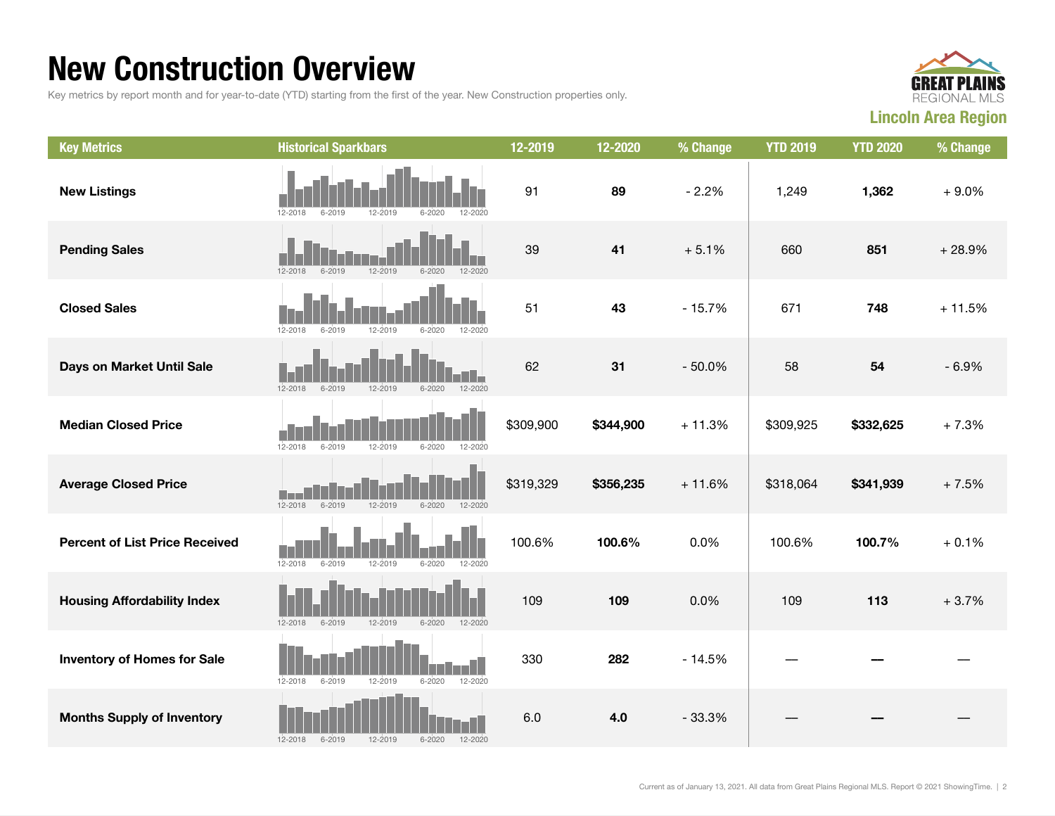# New Construction Overview

Key metrics by report month and for year-to-date (YTD) starting from the first of the year. New Construction properties only.

GREAT PLAINS REGIONAL MLS

**Lincoln Area Region**

| Key Metrics | Historical Sparkbars | 12-2019 | 12-2020 | % Change | YTD 2019 | YTD 2020 | % Change |
|---|---|---|---|---|---|---|---|
| **New Listings** | 12-2018 6-2019 12-2019 6-2020 12-2020 | 91 | **89** | - 2.2% | 1,249 | **1,362** | + 9.0% |
| **Pending Sales** | 12-2018 6-2019 12-2019 6-2020 12-2020 | 39 | **41** | + 5.1% | 660 | **851** | + 28.9% |
| **Closed Sales** | 12-2018 6-2019 12-2019 6-2020 12-2020 | 51 | **43** | - 15.7% | 671 | **748** | + 11.5% |
| **Days on Market Until Sale** | 12-2018 6-2019 12-2019 6-2020 12-2020 | 62 | **31** | - 50.0% | 58 | **54** | - 6.9% |
| **Median Closed Price** | 12-2018 6-2019 12-2019 6-2020 12-2020 | $309,900 | **$344,900** | + 11.3% | $309,925 | **$332,625** | + 7.3% |
| **Average Closed Price** | 12-2018 6-2019 12-2019 6-2020 12-2020 | $319,329 | **$356,235** | + 11.6% | $318,064 | **$341,939** | + 7.5% |
| **Percent of List Price Received** | 12-2018 6-2019 12-2019 6-2020 12-2020 | 100.6% | **100.6%** | 0.0% | 100.6% | **100.7%** | + 0.1% |
| **Housing Affordability Index** | 12-2018 6-2019 12-2019 6-2020 12-2020 | 109 | **109** | 0.0% | 109 | **113** | + 3.7% |
| **Inventory of Homes for Sale** | 12-2018 6-2019 12-2019 6-2020 12-2020 | 330 | **282** | - 14.5% | — | **—** | — |
| **Months Supply of Inventory** | 12-2018 6-2019 12-2019 6-2020 12-2020 | 6.0 | **4.0** | - 33.3% | — | **—** | — |

Current as of January 13, 2021. All data from Great Plains Regional MLS. Report © 2021 ShowingTime.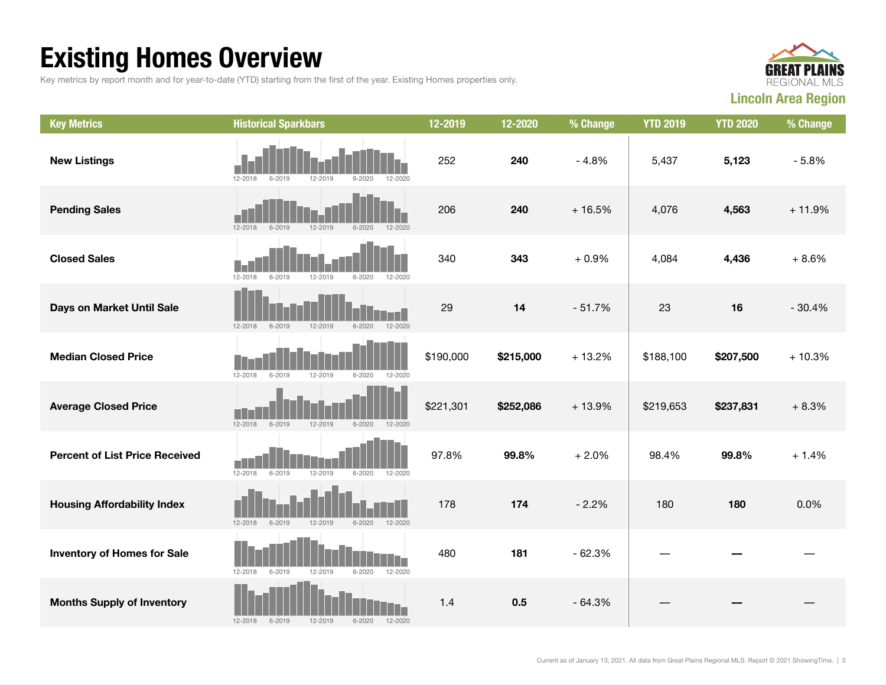# Existing Homes Overview

Key metrics by report month and for year-to-date (YTD) starting from the first of the year. Existing Homes properties only.

**Lincoln Area Region**

| Key Metrics | Historical Sparkbars | 12-2019 | 12-2020 | % Change | YTD 2019 | YTD 2020 | % Change |
|---|---|---|---|---|---|---|---|
| **New Listings** | 12-2018 6-2019 12-2019 6-2020 12-2020 | 252 | **240** | - 4.8% | 5,437 | **5,123** | - 5.8% |
| **Pending Sales** | 12-2018 6-2019 12-2019 6-2020 12-2020 | 206 | **240** | + 16.5% | 4,076 | **4,563** | + 11.9% |
| **Closed Sales** | 12-2018 6-2019 12-2019 6-2020 12-2020 | 340 | **343** | + 0.9% | 4,084 | **4,436** | + 8.6% |
| **Days on Market Until Sale** | 12-2018 6-2019 12-2019 6-2020 12-2020 | 29 | **14** | - 51.7% | 23 | **16** | - 30.4% |
| **Median Closed Price** | 12-2018 6-2019 12-2019 6-2020 12-2020 | $190,000 | **$215,000** | + 13.2% | $188,100 | **$207,500** | + 10.3% |
| **Average Closed Price** | 12-2018 6-2019 12-2019 6-2020 12-2020 | $221,301 | **$252,086** | + 13.9% | $219,653 | **$237,831** | + 8.3% |
| **Percent of List Price Received** | 12-2018 6-2019 12-2019 6-2020 12-2020 | 97.8% | **99.8%** | + 2.0% | 98.4% | **99.8%** | + 1.4% |
| **Housing Affordability Index** | 12-2018 6-2019 12-2019 6-2020 12-2020 | 178 | **174** | - 2.2% | 180 | **180** | 0.0% |
| **Inventory of Homes for Sale** | 12-2018 6-2019 12-2019 6-2020 12-2020 | 480 | **181** | - 62.3% | — | **—** | — |
| **Months Supply of Inventory** | 12-2018 6-2019 12-2019 6-2020 12-2020 | 1.4 | **0.5** | - 64.3% | — | **—** | — |

Current as of January 13, 2021. All data from Great Plains Regional MLS. Report © 2021 ShowingTime.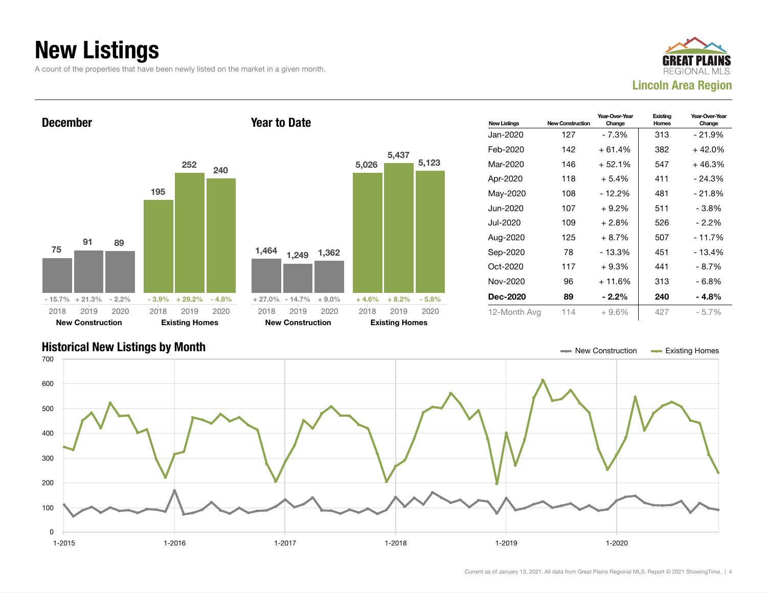# New Listings

A count of the properties that have been newly listed on the market in a given month.

Lincoln Area Region

## December

| | 2018 | 2019 | 2020 |
|---|---|---|---|
| New Construction | 75 | 91 | 89 |
| Change | - 15.7% | + 21.3% | - 2.2% |
| Existing Homes | 195 | 252 | 240 |
| Change | - 3.9% | + 29.2% | - 4.8% |

## Year to Date

| | 2018 | 2019 | 2020 |
|---|---|---|---|
| New Construction | 1,464 | 1,249 | 1,362 |
| Change | + 27.0% | - 14.7% | + 9.0% |
| Existing Homes | 5,026 | 5,437 | 5,123 |
| Change | + 4.6% | + 8.2% | - 5.8% |

| New Listings | New Construction | Year-Over-Year Change | Existing Homes | Year-Over-Year Change |
|---|---|---|---|---|
| Jan-2020 | 127 | - 7.3% | 313 | - 21.9% |
| Feb-2020 | 142 | + 61.4% | 382 | + 42.0% |
| Mar-2020 | 146 | + 52.1% | 547 | + 46.3% |
| Apr-2020 | 118 | + 5.4% | 411 | - 24.3% |
| May-2020 | 108 | - 12.2% | 481 | - 21.8% |
| Jun-2020 | 107 | + 9.2% | 511 | - 3.8% |
| Jul-2020 | 109 | + 2.8% | 526 | - 2.2% |
| Aug-2020 | 125 | + 8.7% | 507 | - 11.7% |
| Sep-2020 | 78 | - 13.3% | 451 | - 13.4% |
| Oct-2020 | 117 | + 9.3% | 441 | - 8.7% |
| Nov-2020 | 96 | + 11.6% | 313 | - 6.8% |
| **Dec-2020** | **89** | **- 2.2%** | **240** | **- 4.8%** |
| 12-Month Avg | 114 | + 9.6% | 427 | - 5.7% |

## Historical New Listings by Month

New Construction — Existing Homes

Current as of January 13, 2021. All data from Great Plains Regional MLS. Report © 2021 ShowingTime.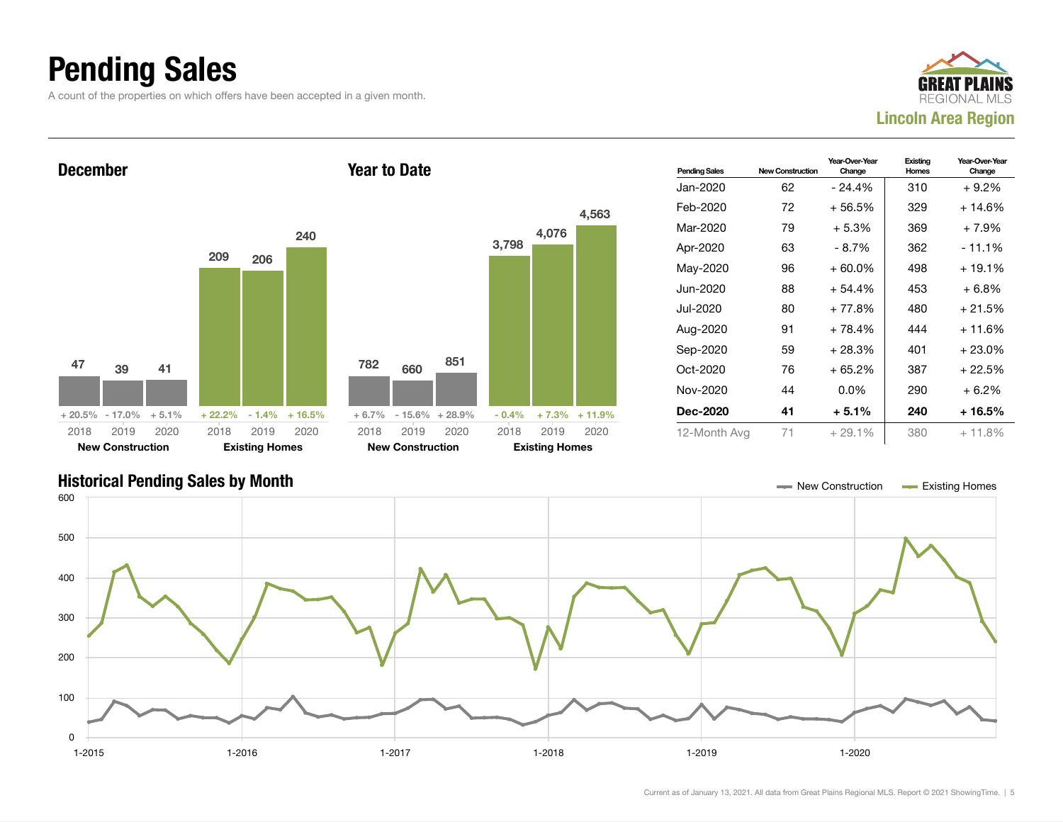# Pending Sales

A count of the properties on which offers have been accepted in a given month.

GREAT PLAINS REGIONAL MLS
**Lincoln Area Region**

### December

| | 2018 | 2019 | 2020 |
|---|---|---|---|
| New Construction | 47 | 39 | 41 |
| Change | + 20.5% | - 17.0% | + 5.1% |
| Existing Homes | 209 | 206 | 240 |
| Change | + 22.2% | - 1.4% | + 16.5% |

### Year to Date

| | 2018 | 2019 | 2020 |
|---|---|---|---|
| New Construction | 782 | 660 | 851 |
| Change | + 6.7% | - 15.6% | + 28.9% |
| Existing Homes | 3,798 | 4,076 | 4,563 |
| Change | - 0.4% | + 7.3% | + 11.9% |

| Pending Sales | New Construction | Year-Over-Year Change | Existing Homes | Year-Over-Year Change |
|---|---|---|---|---|
| Jan-2020 | 62 | - 24.4% | 310 | + 9.2% |
| Feb-2020 | 72 | + 56.5% | 329 | + 14.6% |
| Mar-2020 | 79 | + 5.3% | 369 | + 7.9% |
| Apr-2020 | 63 | - 8.7% | 362 | - 11.1% |
| May-2020 | 96 | + 60.0% | 498 | + 19.1% |
| Jun-2020 | 88 | + 54.4% | 453 | + 6.8% |
| Jul-2020 | 80 | + 77.8% | 480 | + 21.5% |
| Aug-2020 | 91 | + 78.4% | 444 | + 11.6% |
| Sep-2020 | 59 | + 28.3% | 401 | + 23.0% |
| Oct-2020 | 76 | + 65.2% | 387 | + 22.5% |
| Nov-2020 | 44 | 0.0% | 290 | + 6.2% |
| **Dec-2020** | **41** | **+ 5.1%** | **240** | **+ 16.5%** |
| 12-Month Avg | 71 | + 29.1% | 380 | + 11.8% |

### Historical Pending Sales by Month

New Construction — Existing Homes

Current as of January 13, 2021. All data from Great Plains Regional MLS. Report © 2021 ShowingTime.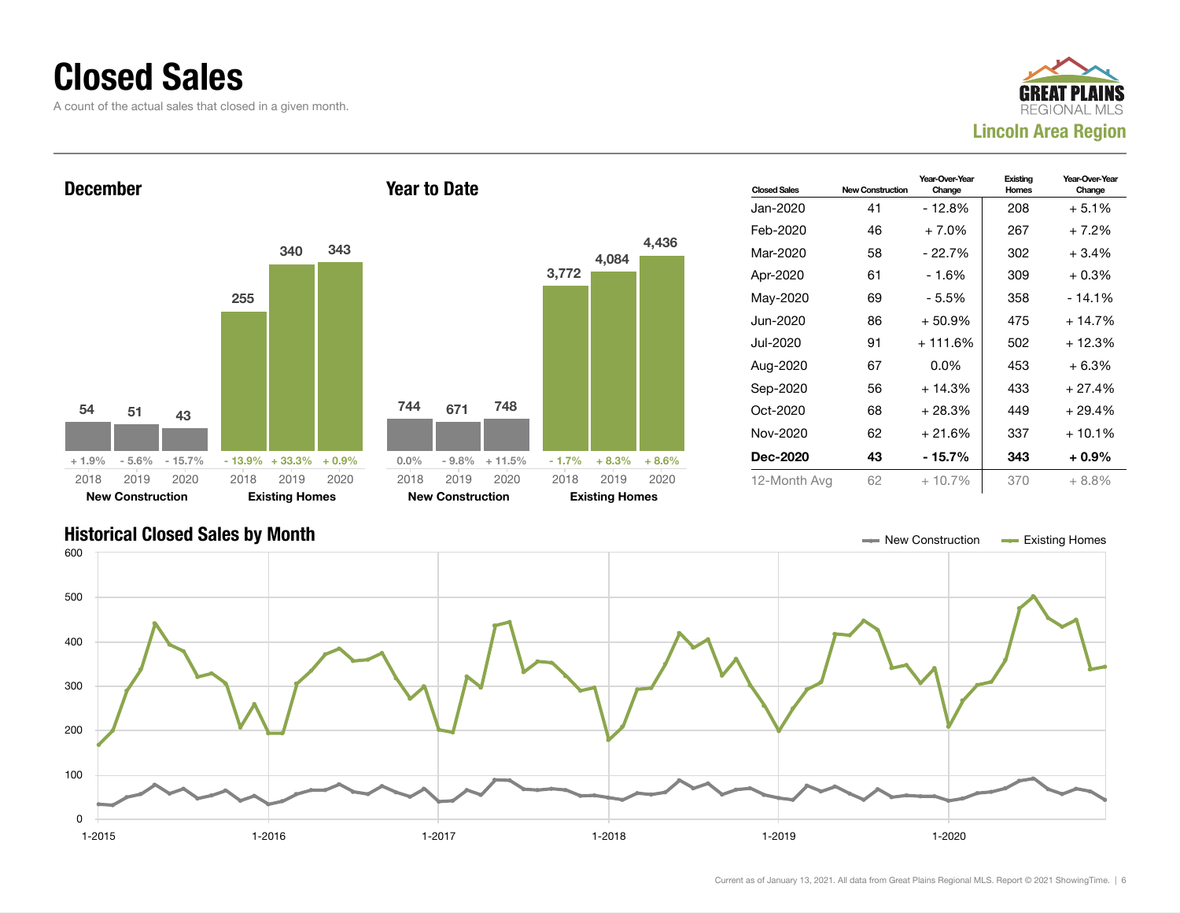# Closed Sales

A count of the actual sales that closed in a given month.

GREAT PLAINS REGIONAL MLS
**Lincoln Area Region**

## December

| | 2018 | 2019 | 2020 |
|---|---|---|---|
| New Construction | 54 | 51 | 43 |
| Change | + 1.9% | - 5.6% | - 15.7% |
| Existing Homes | 255 | 340 | 343 |
| Change | - 13.9% | + 33.3% | + 0.9% |

## Year to Date

| | 2018 | 2019 | 2020 |
|---|---|---|---|
| New Construction | 744 | 671 | 748 |
| Change | 0.0% | - 9.8% | + 11.5% |
| Existing Homes | 3,772 | 4,084 | 4,436 |
| Change | - 1.7% | + 8.3% | + 8.6% |

| Closed Sales | New Construction | Year-Over-Year Change | Existing Homes | Year-Over-Year Change |
|---|---|---|---|---|
| Jan-2020 | 41 | - 12.8% | 208 | + 5.1% |
| Feb-2020 | 46 | + 7.0% | 267 | + 7.2% |
| Mar-2020 | 58 | - 22.7% | 302 | + 3.4% |
| Apr-2020 | 61 | - 1.6% | 309 | + 0.3% |
| May-2020 | 69 | - 5.5% | 358 | - 14.1% |
| Jun-2020 | 86 | + 50.9% | 475 | + 14.7% |
| Jul-2020 | 91 | + 111.6% | 502 | + 12.3% |
| Aug-2020 | 67 | 0.0% | 453 | + 6.3% |
| Sep-2020 | 56 | + 14.3% | 433 | + 27.4% |
| Oct-2020 | 68 | + 28.3% | 449 | + 29.4% |
| Nov-2020 | 62 | + 21.6% | 337 | + 10.1% |
| **Dec-2020** | **43** | **- 15.7%** | **343** | **+ 0.9%** |
| 12-Month Avg | 62 | + 10.7% | 370 | + 8.8% |

## Historical Closed Sales by Month

New Construction — Existing Homes

Current as of January 13, 2021. All data from Great Plains Regional MLS. Report © 2021 ShowingTime.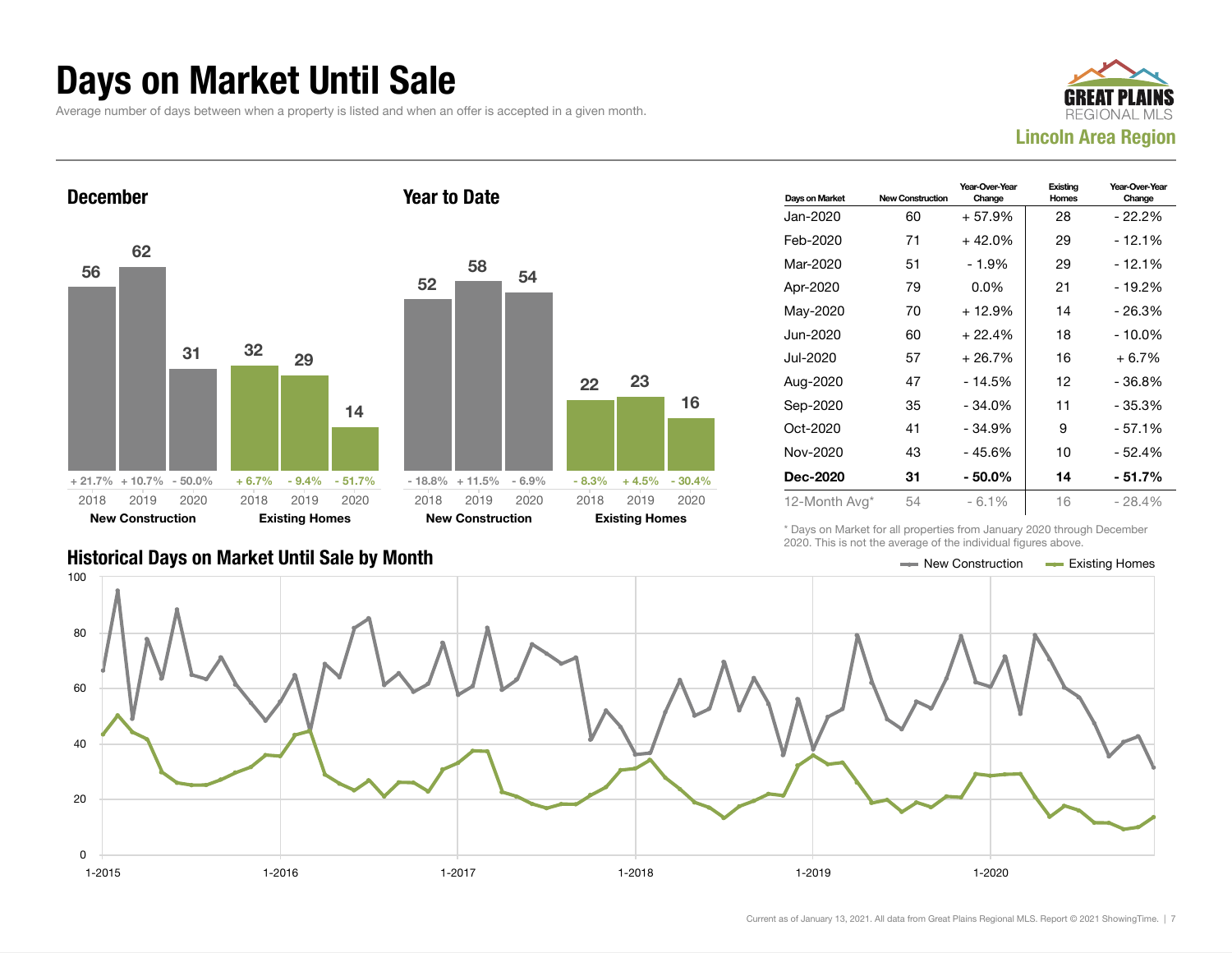# Days on Market Until Sale

Average number of days between when a property is listed and when an offer is accepted in a given month.

GREAT PLAINS REGIONAL MLS
**Lincoln Area Region**

### December

| | 2018 | 2019 | 2020 |
|---|---|---|---|
| **New Construction** | 56 | 62 | 31 |
| Change | + 21.7% | + 10.7% | - 50.0% |
| **Existing Homes** | 32 | 29 | 14 |
| Change | + 6.7% | - 9.4% | - 51.7% |

### Year to Date

| | 2018 | 2019 | 2020 |
|---|---|---|---|
| **New Construction** | 52 | 58 | 54 |
| Change | - 18.8% | + 11.5% | - 6.9% |
| **Existing Homes** | 22 | 23 | 16 |
| Change | - 8.3% | + 4.5% | - 30.4% |

| Days on Market | New Construction | Year-Over-Year Change | Existing Homes | Year-Over-Year Change |
|---|---|---|---|---|
| Jan-2020 | 60 | + 57.9% | 28 | - 22.2% |
| Feb-2020 | 71 | + 42.0% | 29 | - 12.1% |
| Mar-2020 | 51 | - 1.9% | 29 | - 12.1% |
| Apr-2020 | 79 | 0.0% | 21 | - 19.2% |
| May-2020 | 70 | + 12.9% | 14 | - 26.3% |
| Jun-2020 | 60 | + 22.4% | 18 | - 10.0% |
| Jul-2020 | 57 | + 26.7% | 16 | + 6.7% |
| Aug-2020 | 47 | - 14.5% | 12 | - 36.8% |
| Sep-2020 | 35 | - 34.0% | 11 | - 35.3% |
| Oct-2020 | 41 | - 34.9% | 9 | - 57.1% |
| Nov-2020 | 43 | - 45.6% | 10 | - 52.4% |
| **Dec-2020** | **31** | **- 50.0%** | **14** | **- 51.7%** |
| 12-Month Avg* | 54 | - 6.1% | 16 | - 28.4% |

\* Days on Market for all properties from January 2020 through December 2020. This is not the average of the individual figures above.

### Historical Days on Market Until Sale by Month

Legend: New Construction, Existing Homes

Current as of January 13, 2021. All data from Great Plains Regional MLS. Report © 2021 ShowingTime.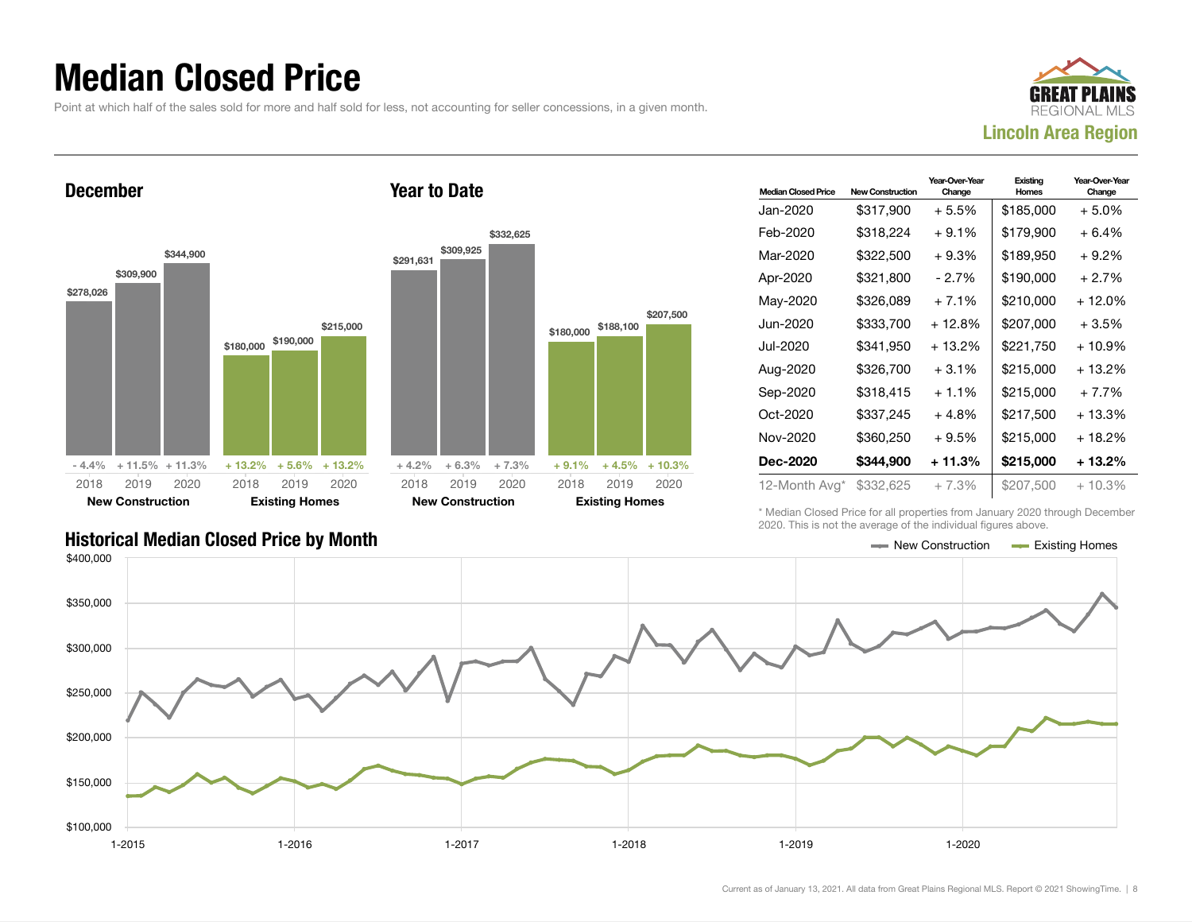# Median Closed Price

Point at which half of the sales sold for more and half sold for less, not accounting for seller concessions, in a given month.

GREAT PLAINS REGIONAL MLS

**Lincoln Area Region**

## December

| | 2018 | 2019 | 2020 |
|---|---|---|---|
| New Construction | $278,026 | $309,900 | $344,900 |
| Year-Over-Year Change | - 4.4% | + 11.5% | + 11.3% |
| Existing Homes | $180,000 | $190,000 | $215,000 |
| Year-Over-Year Change | + 13.2% | + 5.6% | + 13.2% |

## Year to Date

| | 2018 | 2019 | 2020 |
|---|---|---|---|
| New Construction | $291,631 | $309,925 | $332,625 |
| Year-Over-Year Change | + 4.2% | + 6.3% | + 7.3% |
| Existing Homes | $180,000 | $188,100 | $207,500 |
| Year-Over-Year Change | + 9.1% | + 4.5% | + 10.3% |

| Median Closed Price | New Construction | Year-Over-Year Change | Existing Homes | Year-Over-Year Change |
|---|---|---|---|---|
| Jan-2020 | $317,900 | + 5.5% | $185,000 | + 5.0% |
| Feb-2020 | $318,224 | + 9.1% | $179,900 | + 6.4% |
| Mar-2020 | $322,500 | + 9.3% | $189,950 | + 9.2% |
| Apr-2020 | $321,800 | - 2.7% | $190,000 | + 2.7% |
| May-2020 | $326,089 | + 7.1% | $210,000 | + 12.0% |
| Jun-2020 | $333,700 | + 12.8% | $207,000 | + 3.5% |
| Jul-2020 | $341,950 | + 13.2% | $221,750 | + 10.9% |
| Aug-2020 | $326,700 | + 3.1% | $215,000 | + 13.2% |
| Sep-2020 | $318,415 | + 1.1% | $215,000 | + 7.7% |
| Oct-2020 | $337,245 | + 4.8% | $217,500 | + 13.3% |
| Nov-2020 | $360,250 | + 9.5% | $215,000 | + 18.2% |
| **Dec-2020** | **$344,900** | **+ 11.3%** | **$215,000** | **+ 13.2%** |
| 12-Month Avg* | $332,625 | + 7.3% | $207,500 | + 10.3% |

\* Median Closed Price for all properties from January 2020 through December 2020. This is not the average of the individual figures above.

## Historical Median Closed Price by Month

Legend: New Construction, Existing Homes

Y-axis: $100,000 – $400,000; X-axis: 1-2015, 1-2016, 1-2017, 1-2018, 1-2019, 1-2020

Current as of January 13, 2021. All data from Great Plains Regional MLS. Report © 2021 ShowingTime.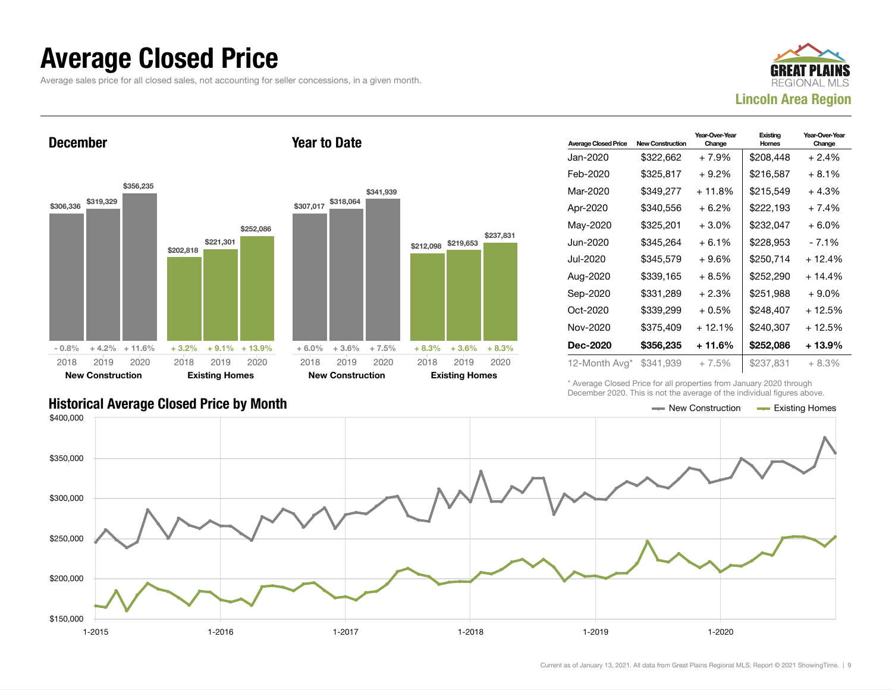# Average Closed Price

Average sales price for all closed sales, not accounting for seller concessions, in a given month.

GREAT PLAINS REGIONAL MLS
**Lincoln Area Region**

## December

| | 2018 | 2019 | 2020 |
|---|---|---|---|
| New Construction | $306,336 | $319,329 | $356,235 |
| Change | - 0.8% | + 4.2% | + 11.6% |
| Existing Homes | $202,818 | $221,301 | $252,086 |
| Change | + 3.2% | + 9.1% | + 13.9% |

## Year to Date

| | 2018 | 2019 | 2020 |
|---|---|---|---|
| New Construction | $307,017 | $318,064 | $341,939 |
| Change | + 6.0% | + 3.6% | + 7.5% |
| Existing Homes | $212,098 | $219,653 | $237,831 |
| Change | + 8.3% | + 3.6% | + 8.3% |

| Average Closed Price | New Construction | Year-Over-Year Change | Existing Homes | Year-Over-Year Change |
|---|---|---|---|---|
| Jan-2020 | $322,662 | + 7.9% | $208,448 | + 2.4% |
| Feb-2020 | $325,817 | + 9.2% | $216,587 | + 8.1% |
| Mar-2020 | $349,277 | + 11.8% | $215,549 | + 4.3% |
| Apr-2020 | $340,556 | + 6.2% | $222,193 | + 7.4% |
| May-2020 | $325,201 | + 3.0% | $232,047 | + 6.0% |
| Jun-2020 | $345,264 | + 6.1% | $228,953 | - 7.1% |
| Jul-2020 | $345,579 | + 9.6% | $250,714 | + 12.4% |
| Aug-2020 | $339,165 | + 8.5% | $252,290 | + 14.4% |
| Sep-2020 | $331,289 | + 2.3% | $251,988 | + 9.0% |
| Oct-2020 | $339,299 | + 0.5% | $248,407 | + 12.5% |
| Nov-2020 | $375,409 | + 12.1% | $240,307 | + 12.5% |
| **Dec-2020** | **$356,235** | **+ 11.6%** | **$252,086** | **+ 13.9%** |
| 12-Month Avg* | $341,939 | + 7.5% | $237,831 | + 8.3% |

\* Average Closed Price for all properties from January 2020 through December 2020. This is not the average of the individual figures above.

## Historical Average Closed Price by Month

Legend: New Construction, Existing Homes

Y-axis: $150,000 – $400,000; X-axis: 1-2015, 1-2016, 1-2017, 1-2018, 1-2019, 1-2020

Current as of January 13, 2021. All data from Great Plains Regional MLS. Report © 2021 ShowingTime.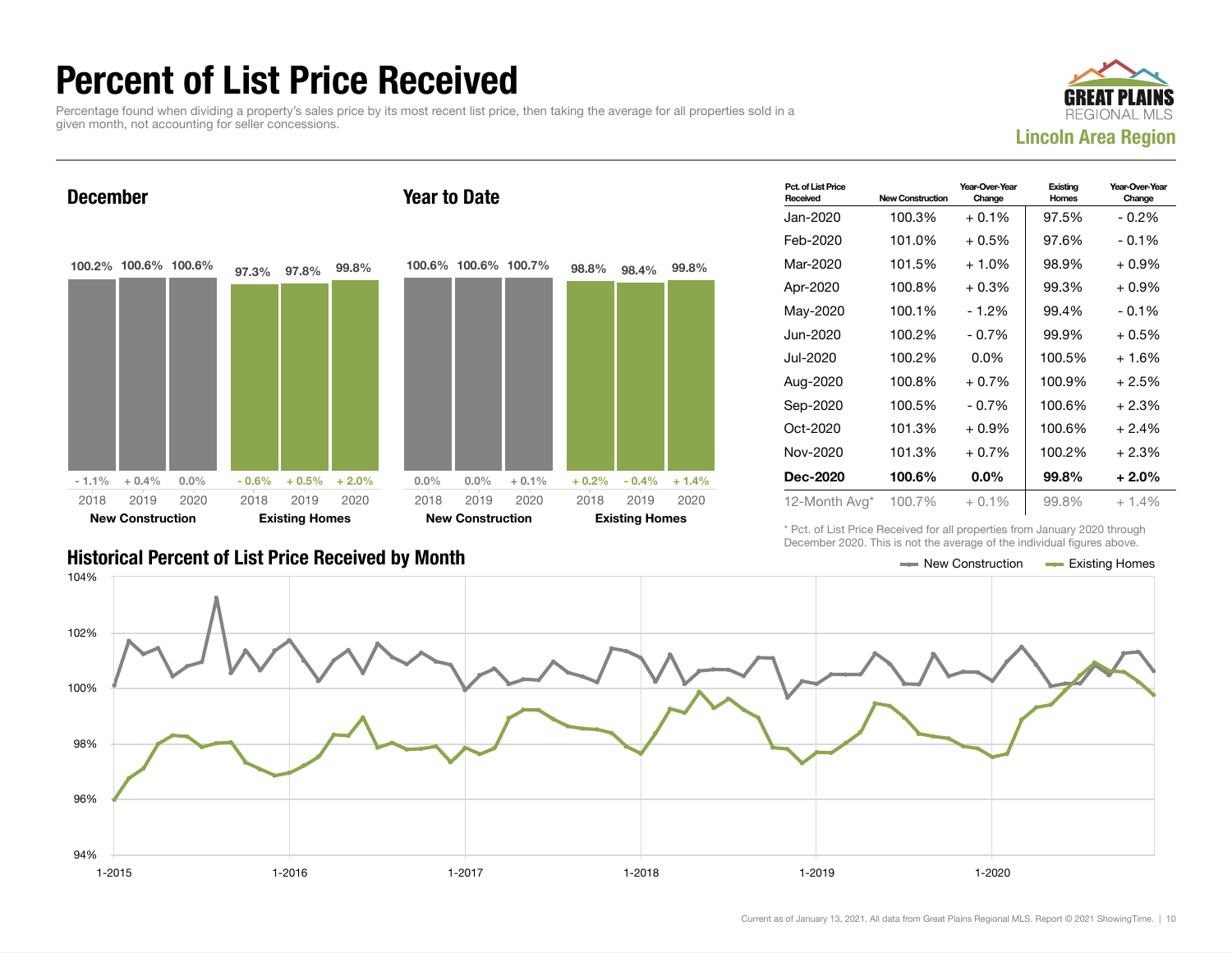# Percent of List Price Received

Percentage found when dividing a property's sales price by its most recent list price, then taking the average for all properties sold in a given month, not accounting for seller concessions.

GREAT PLAINS REGIONAL MLS

**Lincoln Area Region**

## December

| | 2018 | 2019 | 2020 |
|---|---|---|---|
| New Construction | 100.2% | 100.6% | 100.6% |
| Year-Over-Year Change | - 1.1% | + 0.4% | 0.0% |
| Existing Homes | 97.3% | 97.8% | 99.8% |
| Year-Over-Year Change | - 0.6% | + 0.5% | + 2.0% |

## Year to Date

| | 2018 | 2019 | 2020 |
|---|---|---|---|
| New Construction | 100.6% | 100.6% | 100.7% |
| Year-Over-Year Change | 0.0% | 0.0% | + 0.1% |
| Existing Homes | 98.8% | 98.4% | 99.8% |
| Year-Over-Year Change | + 0.2% | - 0.4% | + 1.4% |

| Pct. of List Price Received | New Construction | Year-Over-Year Change | Existing Homes | Year-Over-Year Change |
|---|---|---|---|---|
| Jan-2020 | 100.3% | + 0.1% | 97.5% | - 0.2% |
| Feb-2020 | 101.0% | + 0.5% | 97.6% | - 0.1% |
| Mar-2020 | 101.5% | + 1.0% | 98.9% | + 0.9% |
| Apr-2020 | 100.8% | + 0.3% | 99.3% | + 0.9% |
| May-2020 | 100.1% | - 1.2% | 99.4% | - 0.1% |
| Jun-2020 | 100.2% | - 0.7% | 99.9% | + 0.5% |
| Jul-2020 | 100.2% | 0.0% | 100.5% | + 1.6% |
| Aug-2020 | 100.8% | + 0.7% | 100.9% | + 2.5% |
| Sep-2020 | 100.5% | - 0.7% | 100.6% | + 2.3% |
| Oct-2020 | 101.3% | + 0.9% | 100.6% | + 2.4% |
| Nov-2020 | 101.3% | + 0.7% | 100.2% | + 2.3% |
| **Dec-2020** | **100.6%** | **0.0%** | **99.8%** | **+ 2.0%** |
| 12-Month Avg* | 100.7% | + 0.1% | 99.8% | + 1.4% |

\* Pct. of List Price Received for all properties from January 2020 through December 2020. This is not the average of the individual figures above.

## Historical Percent of List Price Received by Month

New Construction — Existing Homes

Current as of January 13, 2021. All data from Great Plains Regional MLS. Report © 2021 ShowingTime.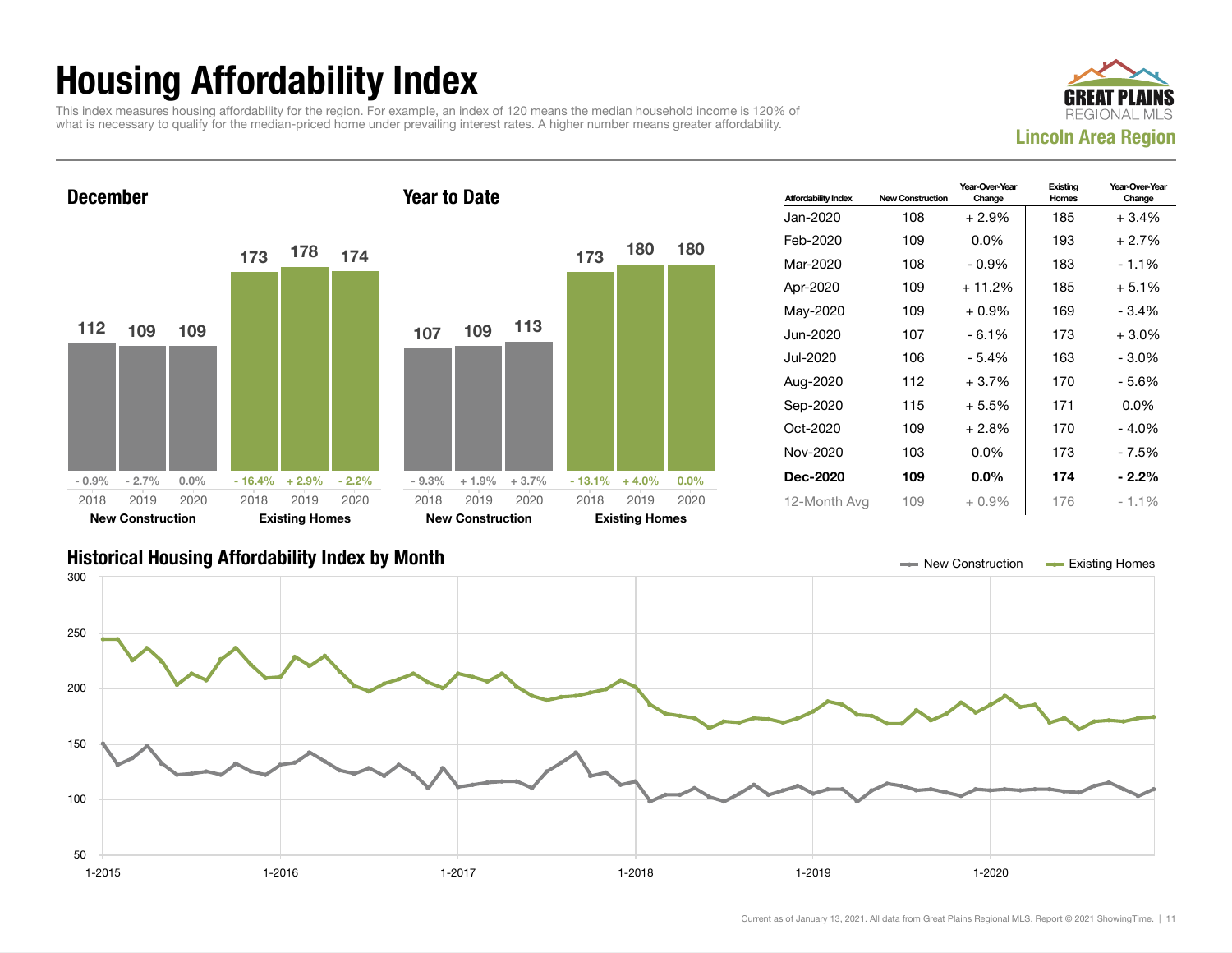# Housing Affordability Index

This index measures housing affordability for the region. For example, an index of 120 means the median household income is 120% of what is necessary to qualify for the median-priced home under prevailing interest rates. A higher number means greater affordability.

**GREAT PLAINS REGIONAL MLS**
**Lincoln Area Region**

## December

| | 2018 | 2019 | 2020 |
|---|---|---|---|
| New Construction | 112 (- 0.9%) | 109 (- 2.7%) | 109 (0.0%) |
| Existing Homes | 173 (- 16.4%) | 178 (+ 2.9%) | 174 (- 2.2%) |

## Year to Date

| | 2018 | 2019 | 2020 |
|---|---|---|---|
| New Construction | 107 (- 9.3%) | 109 (+ 1.9%) | 113 (+ 3.7%) |
| Existing Homes | 173 (- 13.1%) | 180 (+ 4.0%) | 180 (0.0%) |

| Affordability Index | New Construction | Year-Over-Year Change | Existing Homes | Year-Over-Year Change |
|---|---|---|---|---|
| Jan-2020 | 108 | + 2.9% | 185 | + 3.4% |
| Feb-2020 | 109 | 0.0% | 193 | + 2.7% |
| Mar-2020 | 108 | - 0.9% | 183 | - 1.1% |
| Apr-2020 | 109 | + 11.2% | 185 | + 5.1% |
| May-2020 | 109 | + 0.9% | 169 | - 3.4% |
| Jun-2020 | 107 | - 6.1% | 173 | + 3.0% |
| Jul-2020 | 106 | - 5.4% | 163 | - 3.0% |
| Aug-2020 | 112 | + 3.7% | 170 | - 5.6% |
| Sep-2020 | 115 | + 5.5% | 171 | 0.0% |
| Oct-2020 | 109 | + 2.8% | 170 | - 4.0% |
| Nov-2020 | 103 | 0.0% | 173 | - 7.5% |
| **Dec-2020** | **109** | **0.0%** | **174** | **- 2.2%** |
| 12-Month Avg | 109 | + 0.9% | 176 | - 1.1% |

## Historical Housing Affordability Index by Month

Current as of January 13, 2021. All data from Great Plains Regional MLS. Report © 2021 ShowingTime.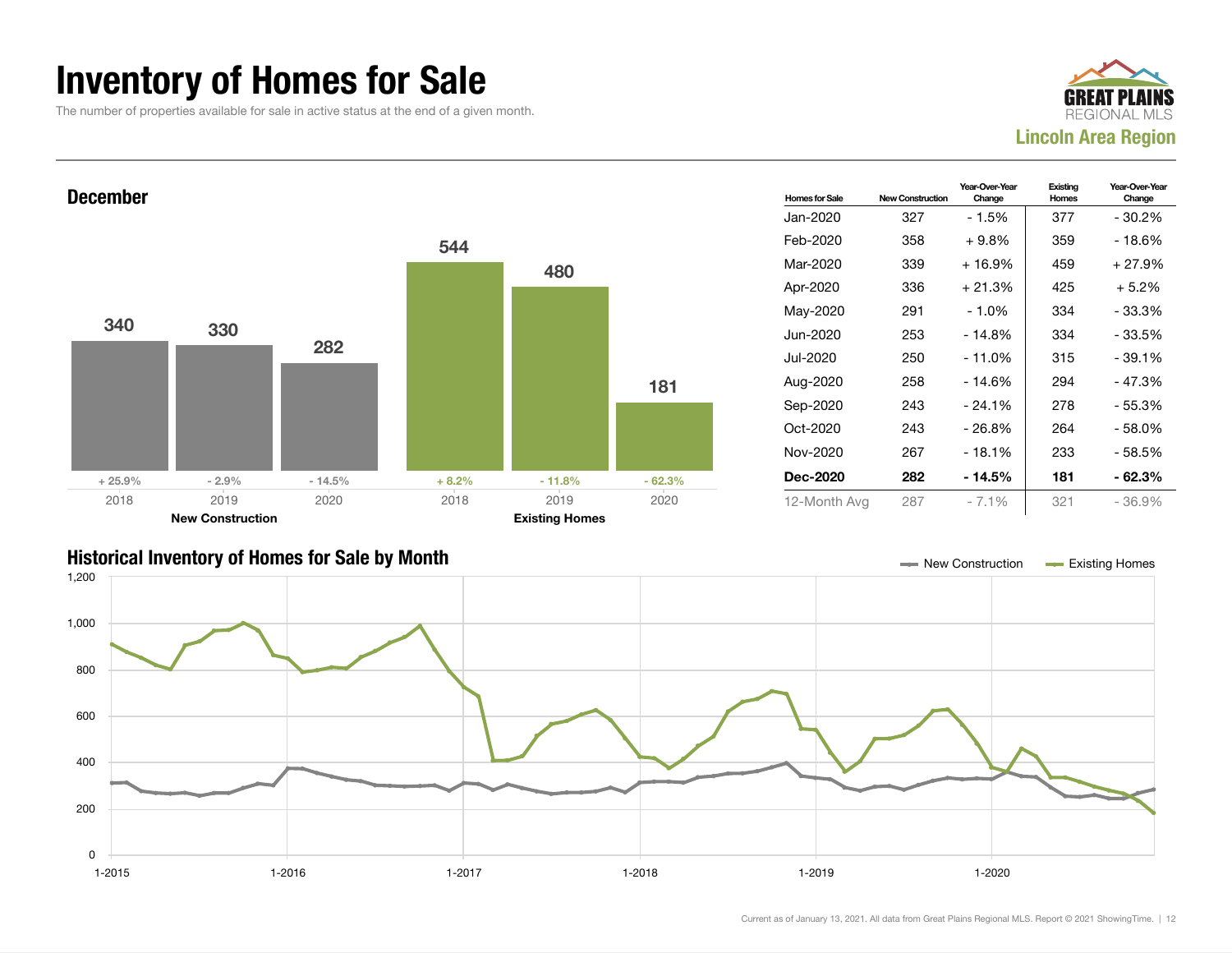# Inventory of Homes for Sale

The number of properties available for sale in active status at the end of a given month.

GREAT PLAINS REGIONAL MLS

**Lincoln Area Region**

## December

| | 2018 | 2019 | 2020 |
|---|---|---|---|
| **New Construction** | 340 | 330 | 282 |
| Change | + 25.9% | - 2.9% | - 14.5% |
| **Existing Homes** | 544 | 480 | 181 |
| Change | + 8.2% | - 11.8% | - 62.3% |

| Homes for Sale | New Construction | Year-Over-Year Change | Existing Homes | Year-Over-Year Change |
|---|---|---|---|---|
| Jan-2020 | 327 | - 1.5% | 377 | - 30.2% |
| Feb-2020 | 358 | + 9.8% | 359 | - 18.6% |
| Mar-2020 | 339 | + 16.9% | 459 | + 27.9% |
| Apr-2020 | 336 | + 21.3% | 425 | + 5.2% |
| May-2020 | 291 | - 1.0% | 334 | - 33.3% |
| Jun-2020 | 253 | - 14.8% | 334 | - 33.5% |
| Jul-2020 | 250 | - 11.0% | 315 | - 39.1% |
| Aug-2020 | 258 | - 14.6% | 294 | - 47.3% |
| Sep-2020 | 243 | - 24.1% | 278 | - 55.3% |
| Oct-2020 | 243 | - 26.8% | 264 | - 58.0% |
| Nov-2020 | 267 | - 18.1% | 233 | - 58.5% |
| **Dec-2020** | **282** | **- 14.5%** | **181** | **- 62.3%** |
| 12-Month Avg | 287 | - 7.1% | 321 | - 36.9% |

## Historical Inventory of Homes for Sale by Month

Legend: New Construction, Existing Homes

Y-axis: 0, 200, 400, 600, 800, 1,000, 1,200

X-axis: 1-2015, 1-2016, 1-2017, 1-2018, 1-2019, 1-2020

Current as of January 13, 2021. All data from Great Plains Regional MLS. Report © 2021 ShowingTime.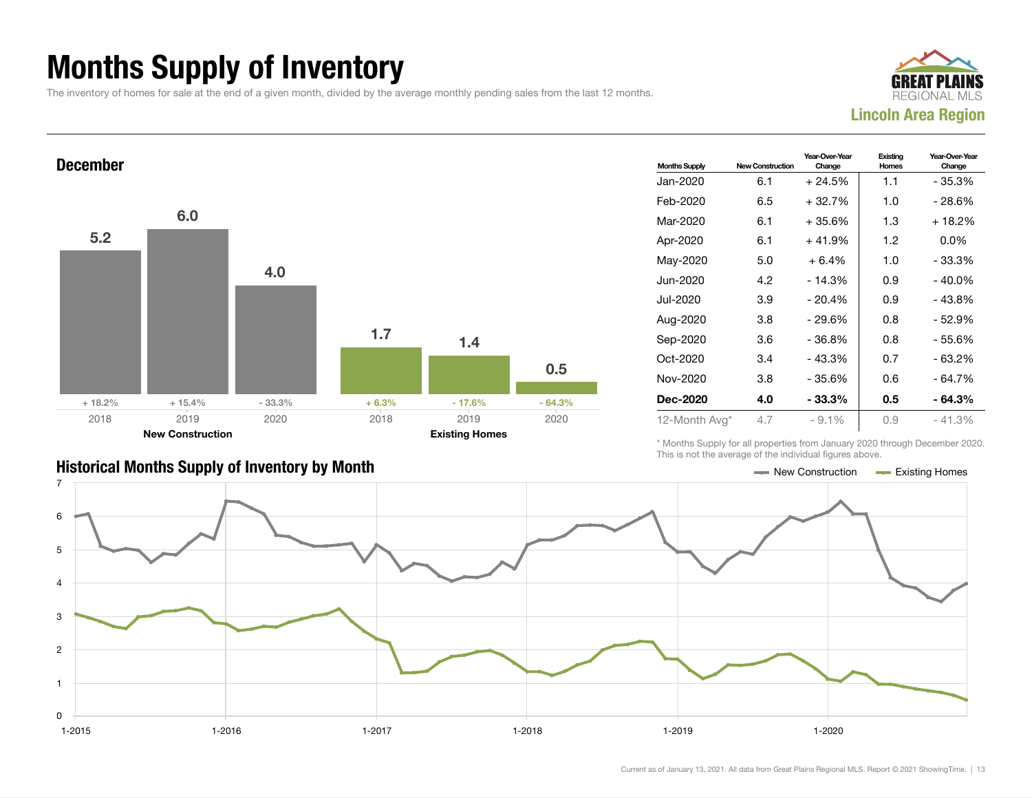# Months Supply of Inventory

The inventory of homes for sale at the end of a given month, divided by the average monthly pending sales from the last 12 months.

**GREAT PLAINS REGIONAL MLS**
**Lincoln Area Region**

## December

| | 2018 | 2019 | 2020 |
|---|---|---|---|
| **New Construction** | 5.2 (+ 18.2%) | 6.0 (+ 15.4%) | 4.0 (- 33.3%) |
| **Existing Homes** | 1.7 (+ 6.3%) | 1.4 (- 17.6%) | 0.5 (- 64.3%) |

| Months Supply | New Construction | Year-Over-Year Change | Existing Homes | Year-Over-Year Change |
|---|---|---|---|---|
| Jan-2020 | 6.1 | + 24.5% | 1.1 | - 35.3% |
| Feb-2020 | 6.5 | + 32.7% | 1.0 | - 28.6% |
| Mar-2020 | 6.1 | + 35.6% | 1.3 | + 18.2% |
| Apr-2020 | 6.1 | + 41.9% | 1.2 | 0.0% |
| May-2020 | 5.0 | + 6.4% | 1.0 | - 33.3% |
| Jun-2020 | 4.2 | - 14.3% | 0.9 | - 40.0% |
| Jul-2020 | 3.9 | - 20.4% | 0.9 | - 43.8% |
| Aug-2020 | 3.8 | - 29.6% | 0.8 | - 52.9% |
| Sep-2020 | 3.6 | - 36.8% | 0.8 | - 55.6% |
| Oct-2020 | 3.4 | - 43.3% | 0.7 | - 63.2% |
| Nov-2020 | 3.8 | - 35.6% | 0.6 | - 64.7% |
| **Dec-2020** | **4.0** | **- 33.3%** | **0.5** | **- 64.3%** |
| 12-Month Avg* | 4.7 | - 9.1% | 0.9 | - 41.3% |

\* Months Supply for all properties from January 2020 through December 2020. This is not the average of the individual figures above.

## Historical Months Supply of Inventory by Month

Legend: New Construction, Existing Homes

Current as of January 13, 2021. All data from Great Plains Regional MLS. Report © 2021 ShowingTime.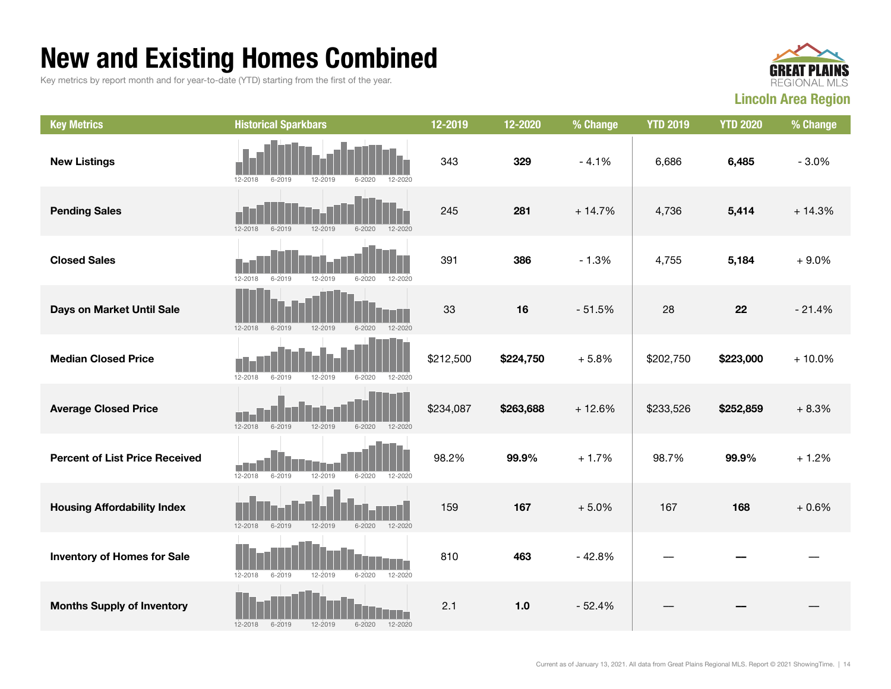# New and Existing Homes Combined

Key metrics by report month and for year-to-date (YTD) starting from the first of the year.

GREAT PLAINS REGIONAL MLS

**Lincoln Area Region**

| Key Metrics | Historical Sparkbars | 12-2019 | 12-2020 | % Change | YTD 2019 | YTD 2020 | % Change |
|---|---|---|---|---|---|---|---|
| **New Listings** | 12-2018 6-2019 12-2019 6-2020 12-2020 | 343 | **329** | - 4.1% | 6,686 | **6,485** | - 3.0% |
| **Pending Sales** | 12-2018 6-2019 12-2019 6-2020 12-2020 | 245 | **281** | + 14.7% | 4,736 | **5,414** | + 14.3% |
| **Closed Sales** | 12-2018 6-2019 12-2019 6-2020 12-2020 | 391 | **386** | - 1.3% | 4,755 | **5,184** | + 9.0% |
| **Days on Market Until Sale** | 12-2018 6-2019 12-2019 6-2020 12-2020 | 33 | **16** | - 51.5% | 28 | **22** | - 21.4% |
| **Median Closed Price** | 12-2018 6-2019 12-2019 6-2020 12-2020 | $212,500 | **$224,750** | + 5.8% | $202,750 | **$223,000** | + 10.0% |
| **Average Closed Price** | 12-2018 6-2019 12-2019 6-2020 12-2020 | $234,087 | **$263,688** | + 12.6% | $233,526 | **$252,859** | + 8.3% |
| **Percent of List Price Received** | 12-2018 6-2019 12-2019 6-2020 12-2020 | 98.2% | **99.9%** | + 1.7% | 98.7% | **99.9%** | + 1.2% |
| **Housing Affordability Index** | 12-2018 6-2019 12-2019 6-2020 12-2020 | 159 | **167** | + 5.0% | 167 | **168** | + 0.6% |
| **Inventory of Homes for Sale** | 12-2018 6-2019 12-2019 6-2020 12-2020 | 810 | **463** | - 42.8% | — | **—** | — |
| **Months Supply of Inventory** | 12-2018 6-2019 12-2019 6-2020 12-2020 | 2.1 | **1.0** | - 52.4% | — | **—** | — |

Current as of January 13, 2021. All data from Great Plains Regional MLS. Report © 2021 ShowingTime.